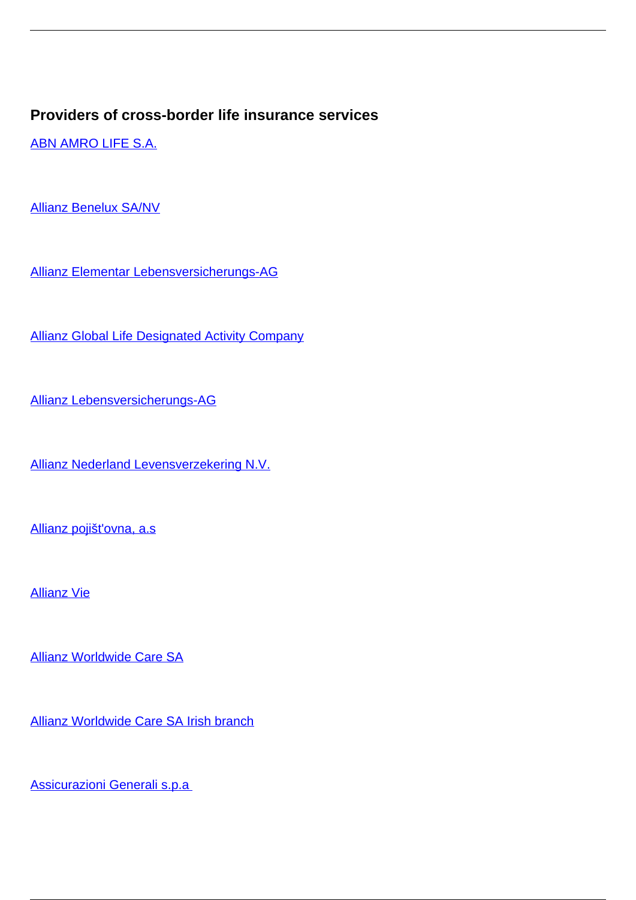### Providers of cross-border life insurance services

ABN AMRO LIFE S.A.

Allianz Benelux SA/NV

Allianz Elementar Lebensversicherungs-AG

Allianz Global Life Designated Activity Company

Allianz Lebensversicherungs-AG

Allianz Nederland Levensverzekering N.V.

Allianz pojišt'ovna, a.s

Allianz Vie

Allianz Worldwide Care SA

Allianz Worldwide Care SA Irish branch

Assicurazioni Generali s.p.a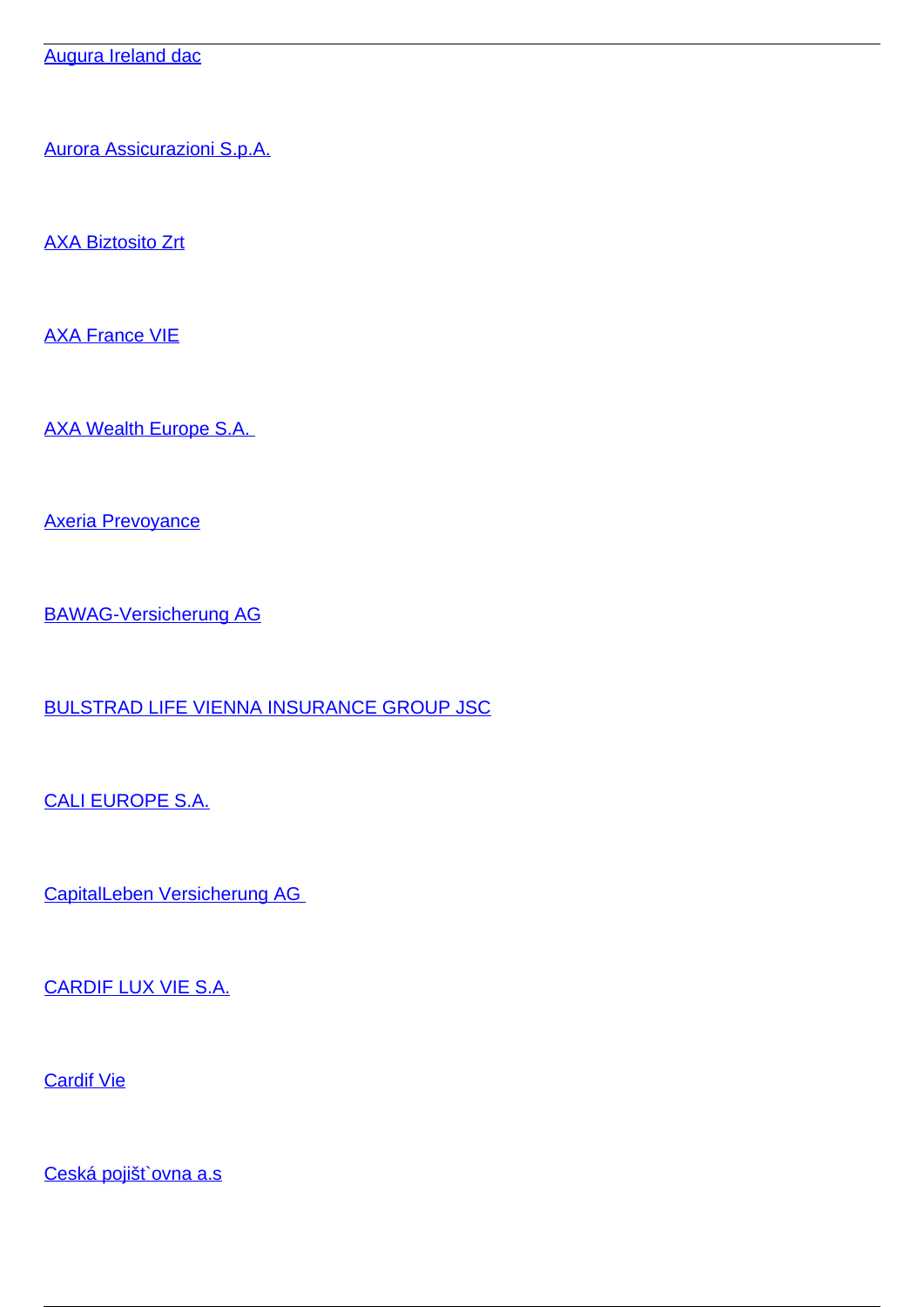Augura Ireland dac

Aurora Assicurazioni S.p.A.

AXA Biztosito Zrt

AXA France VIE

AXA Wealth Europe S.A.

Axeria Prevoyance

BAWAG-Versicherung AG

BULSTRAD LIFE VIENNA INSURANCE GROUP JSC

CALI EUROPE S.A.

CapitalLeben Versicherung AG

CARDIF LUX VIE S.A.

Cardif Vie

Ceská pojišt`ovna a.s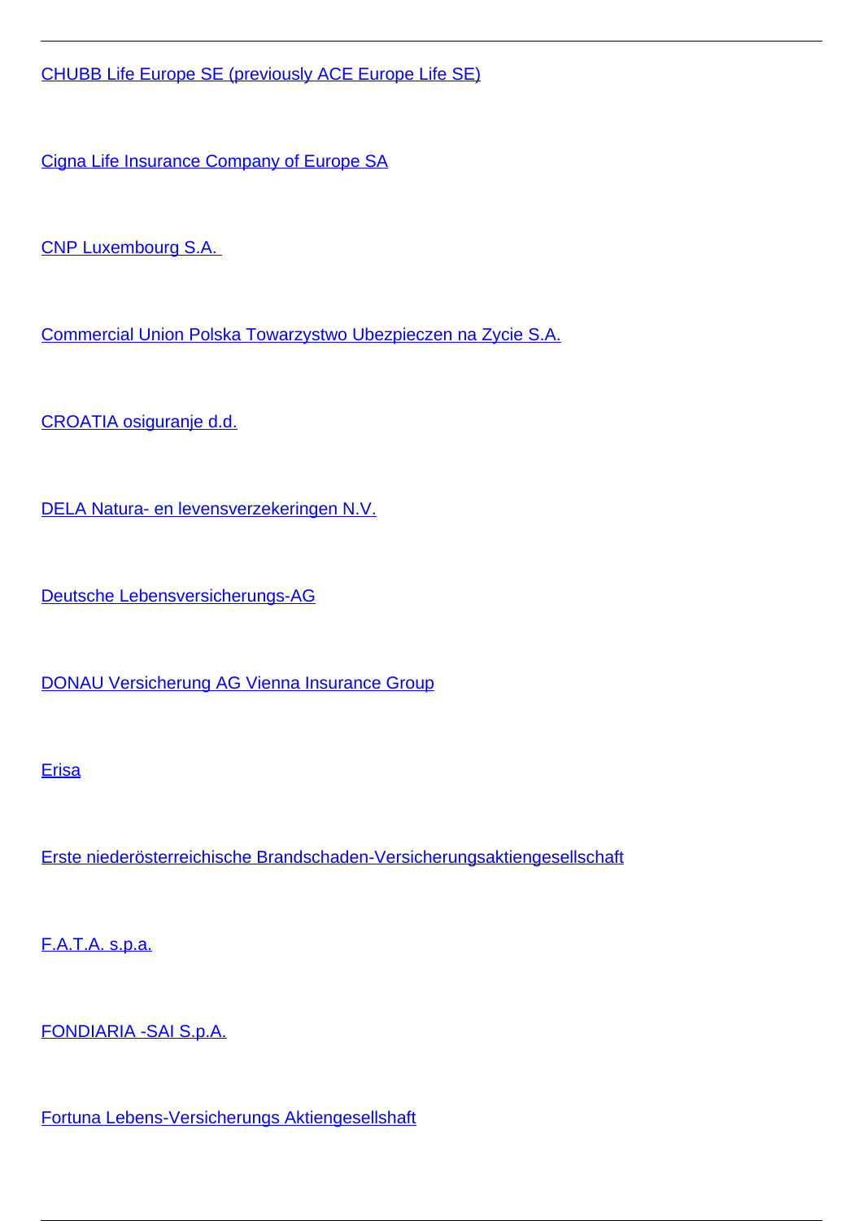CHUBB Life Europe SE (previously ACE Europe Life SE)

Cigna Life Insurance Company of Europe SA

CNP Luxembourg S.A.

Commercial Union Polska Towarzystwo Ubezpieczen na Zycie S.A.

CROATIA osiguranje d.d.

DELA Natura- en levensverzekeringen N.V.

Deutsche Lebensversicherungs-AG

DONAU Versicherung AG Vienna Insurance Group

Erisa

Erste niederösterreichische Brandschaden-Versicherungsaktiengesellschaft

F.A.T.A. s.p.a.

FONDIARIA -SAI S.p.A.

Fortuna Lebens-Versicherungs Aktiengesellshaft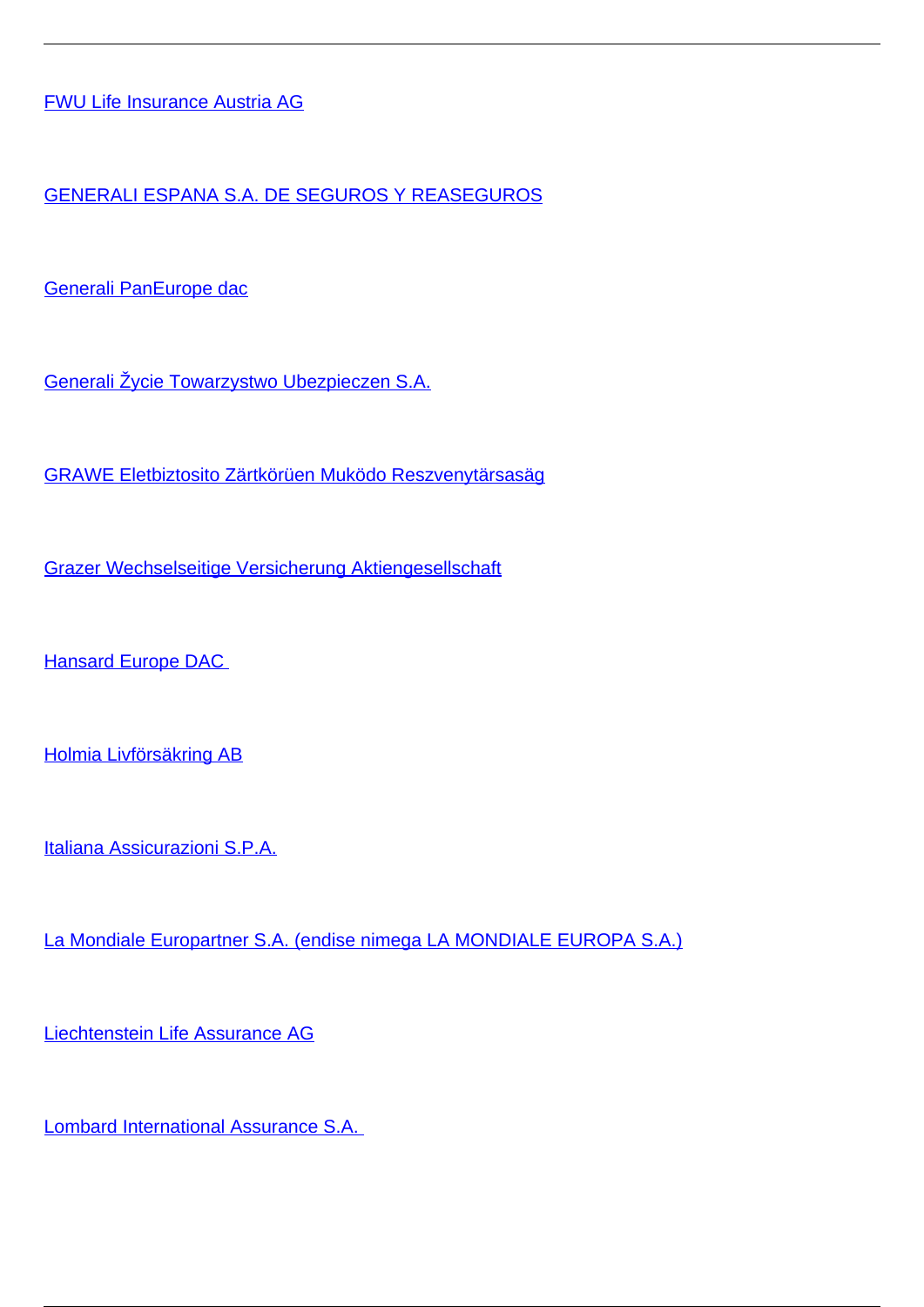FWU Life Insurance Austria AG

GENERALI ESPANA S.A. DE SEGUROS Y REASEGUROS

Generali PanEurope dac

Generali Žycie Towarzystwo Ubezpieczen S.A.

GRAWE Eletbiztosito Zärtkörüen Muködo Reszvenytärsasäg

Grazer Wechselseitige Versicherung Aktiengesellschaft

Hansard Europe DAC

Holmia Livförsäkring AB

Italiana Assicurazioni S.P.A.

La Mondiale Europartner S.A. (endise nimega LA MONDIALE EUROPA S.A.)

Liechtenstein Life Assurance AG

Lombard International Assurance S.A.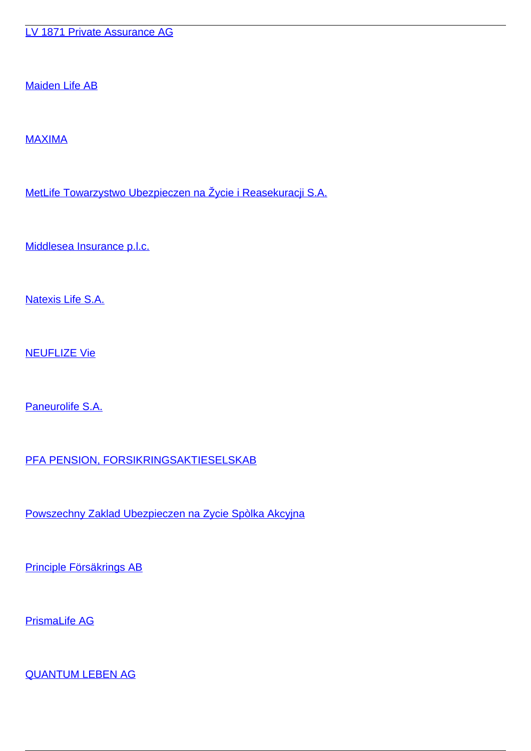LV 1871 Private Assurance AG

Maiden Life AB

MAXIMA

MetLife Towarzystwo Ubezpieczen na Žycie i Reasekuracji S.A.

Middlesea Insurance p.l.c.

Natexis Life S.A.

NEUFLIZE Vie

Paneurolife S.A.

PFA PENSION, FORSIKRINGSAKTIESELSKAB

Powszechny Zaklad Ubezpieczen na Zycie Spòlka Akcyjna

Principle Försäkrings AB

PrismaLife AG

QUANTUM LEBEN AG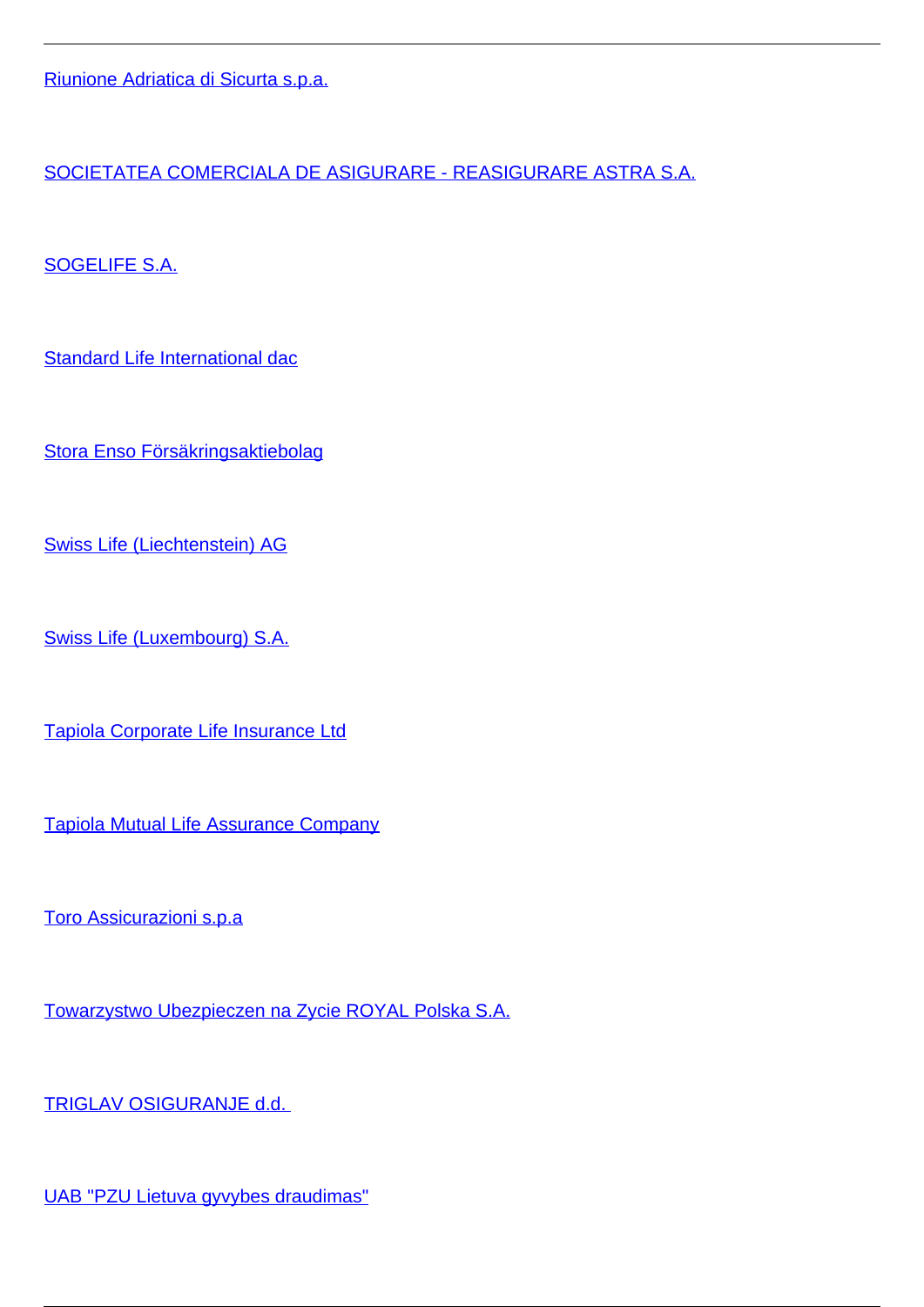Riunione Adriatica di Sicurta s.p.a.

SOCIETATEA COMERCIALA DE ASIGURARE - REASIGURARE ASTRA S.A.

SOGELIFE S.A.

Standard Life International dac

Stora Enso Försäkringsaktiebolag

Swiss Life (Liechtenstein) AG

Swiss Life (Luxembourg) S.A.

Tapiola Corporate Life Insurance Ltd

Tapiola Mutual Life Assurance Company

Toro Assicurazioni s.p.a

Towarzystwo Ubezpieczen na Zycie ROYAL Polska S.A.

TRIGLAV OSIGURANJE d.d.

UAB "PZU Lietuva gyvybes draudimas"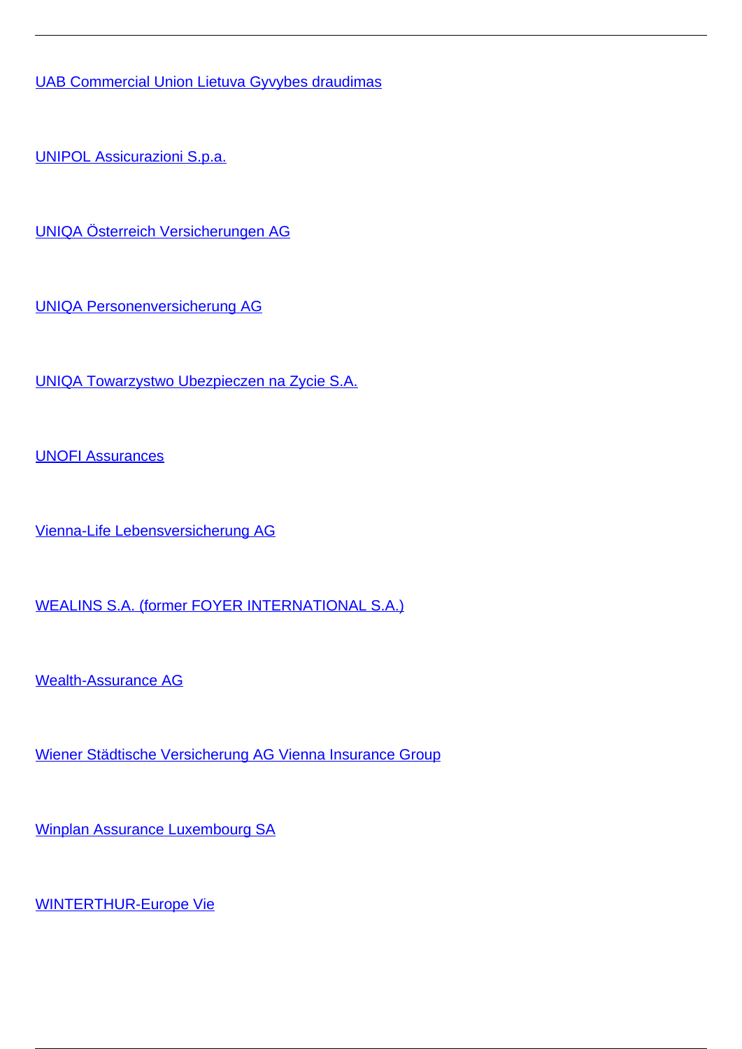UAB Commercial Union Lietuva Gyvybes draudimas

UNIPOL Assicurazioni S.p.a.

UNIQA Österreich Versicherungen AG

UNIQA Personenversicherung AG

UNIQA Towarzystwo Ubezpieczen na Zycie S.A.

UNOFI Assurances

Vienna-Life Lebensversicherung AG

WEALINS S.A. (former FOYER INTERNATIONAL S.A.)

Wealth-Assurance AG

Wiener Städtische Versicherung AG Vienna Insurance Group

Winplan Assurance Luxembourg SA

WINTERTHUR-Europe Vie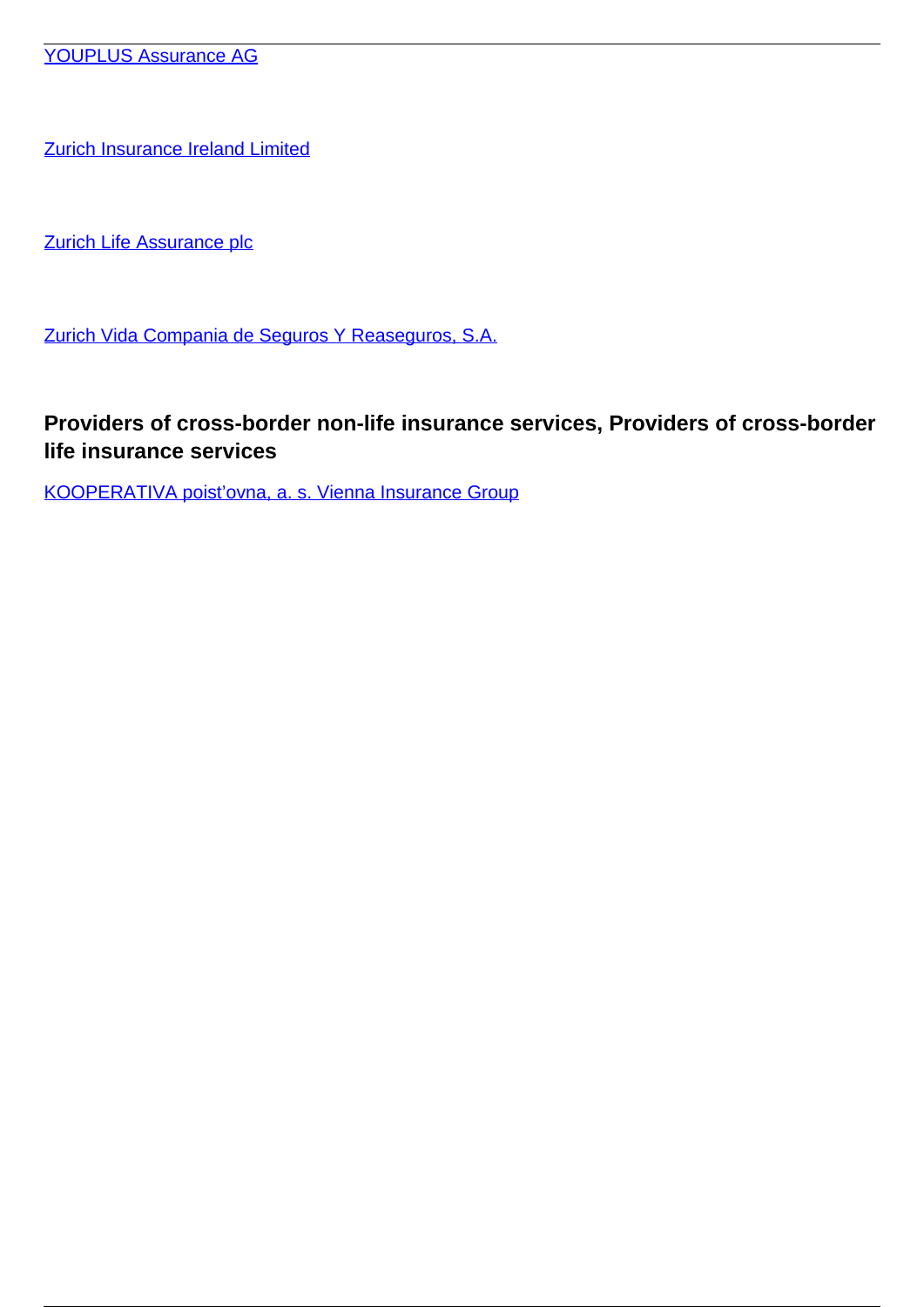YOUPLUS Assurance AG

Zurich Insurance Ireland Limited

Zurich Life Assurance plc

Zurich Vida Compania de Seguros Y Reaseguros, S.A.

### Providers of cross-border non-life insurance services, Providers of cross-border life insurance services

KOOPERATIVA poist'ovna, a. s. Vienna Insurance Group